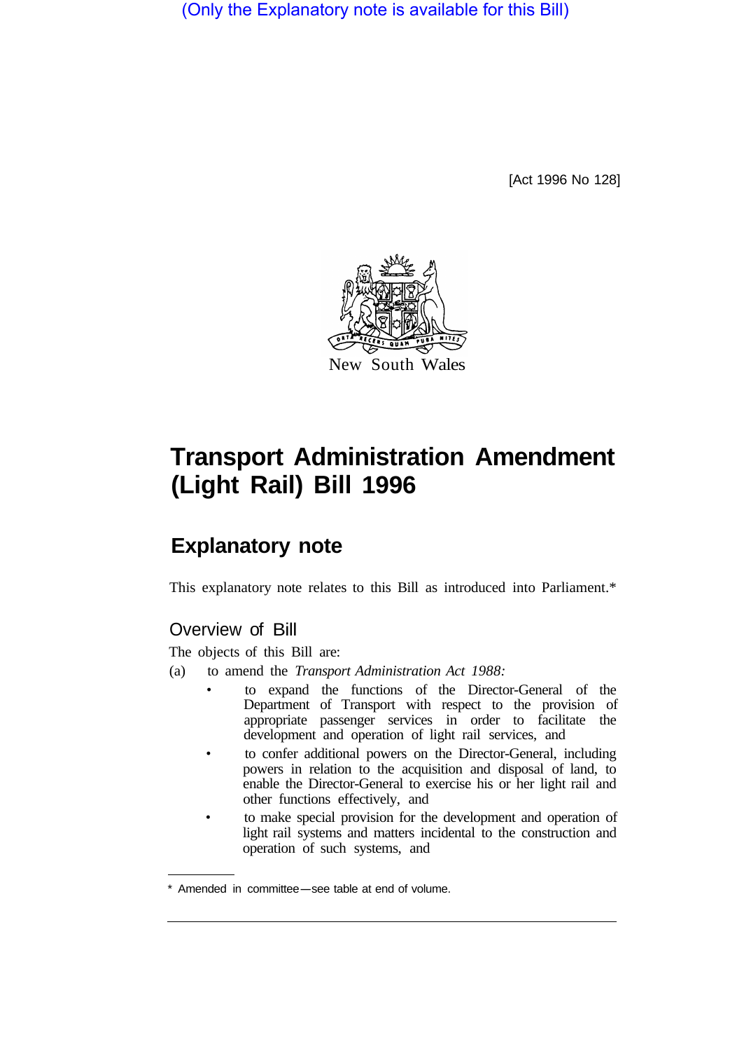(Only the Explanatory note is available for this Bill)

[Act 1996 No 128]

New South Wales

# Transport Administration Amendment (Light Rail) Bill 1996

## Explanatory note

This explanatory note relates to this Bill as introduced into Parliament.*

### Overview of Bill

The objects of this Bill are:

(a) to amend the *Transport Administration Act 1988:*

- to expand the functions of the Director-General of the Department of Transport with respect to the provision of appropriate passenger services in order to facilitate the development and operation of light rail services, and
- to confer additional powers on the Director-General, including powers in relation to the acquisition and disposal of land, to enable the Director-General to exercise his or her light rail and other functions effectively, and
- to make special provision for the development and operation of light rail systems and matters incidental to the construction and operation of such systems, and

* Amended in committee—see table at end of volume.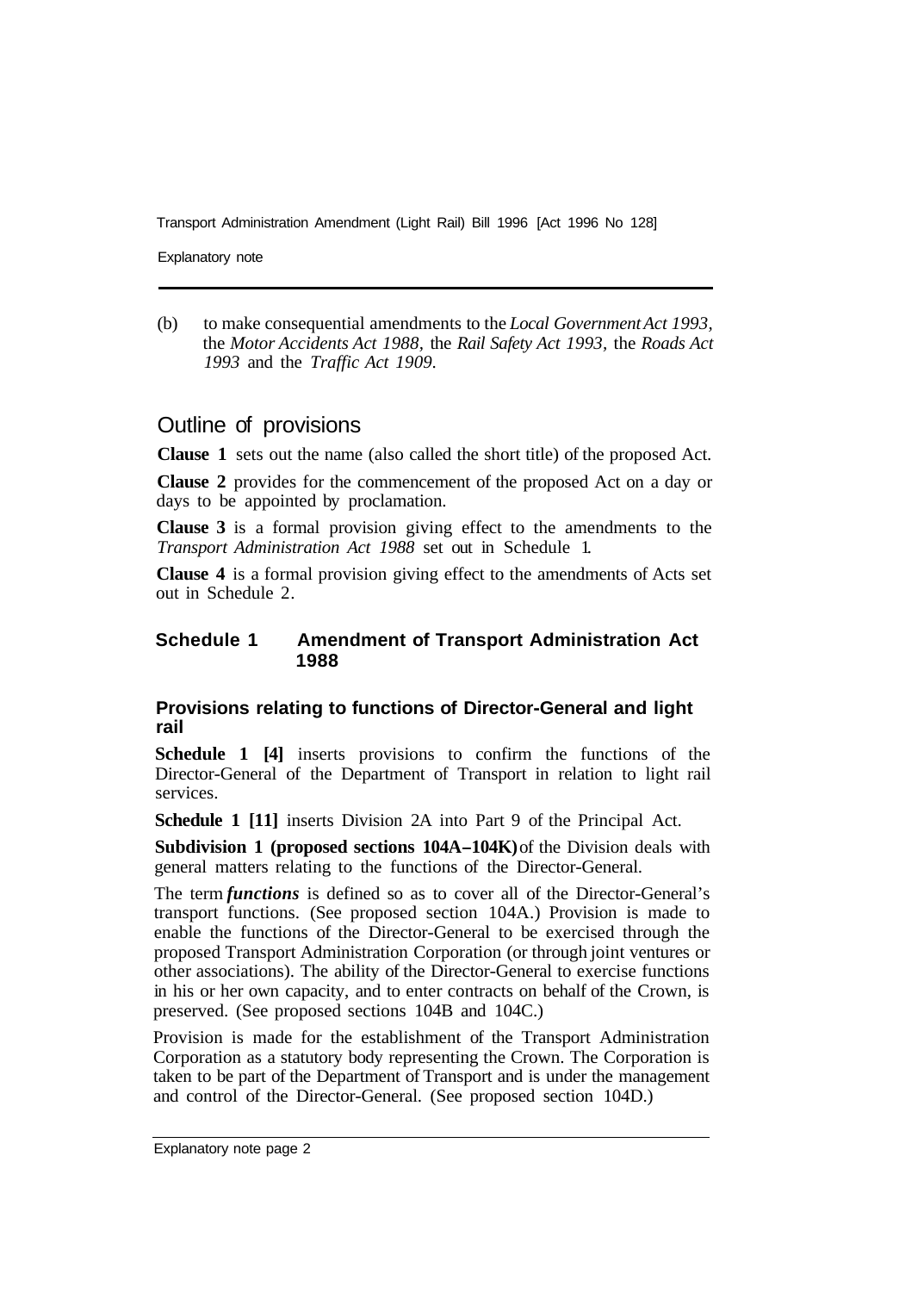(b) to make consequential amendments to the *Local Government Act 1993*, the *Motor Accidents Act 1988*, the *Rail Safety Act 1993*, the *Roads Act 1993* and the *Traffic Act 1909*.

## Outline of provisions

**Clause 1** sets out the name (also called the short title) of the proposed Act.

**Clause 2** provides for the commencement of the proposed Act on a day or days to be appointed by proclamation.

**Clause 3** is a formal provision giving effect to the amendments to the *Transport Administration Act 1988* set out in Schedule 1.

**Clause 4** is a formal provision giving effect to the amendments of Acts set out in Schedule 2.

### Schedule 1 Amendment of Transport Administration Act 1988

#### Provisions relating to functions of Director-General and light rail

**Schedule 1 [4]** inserts provisions to confirm the functions of the Director-General of the Department of Transport in relation to light rail services.

**Schedule 1 [11]** inserts Division 2A into Part 9 of the Principal Act.

**Subdivision 1 (proposed sections 104A–104K)** of the Division deals with general matters relating to the functions of the Director-General.

The term ***functions*** is defined so as to cover all of the Director-General's transport functions. (See proposed section 104A.) Provision is made to enable the functions of the Director-General to be exercised through the proposed Transport Administration Corporation (or through joint ventures or other associations). The ability of the Director-General to exercise functions in his or her own capacity, and to enter contracts on behalf of the Crown, is preserved. (See proposed sections 104B and 104C.)

Provision is made for the establishment of the Transport Administration Corporation as a statutory body representing the Crown. The Corporation is taken to be part of the Department of Transport and is under the management and control of the Director-General. (See proposed section 104D.)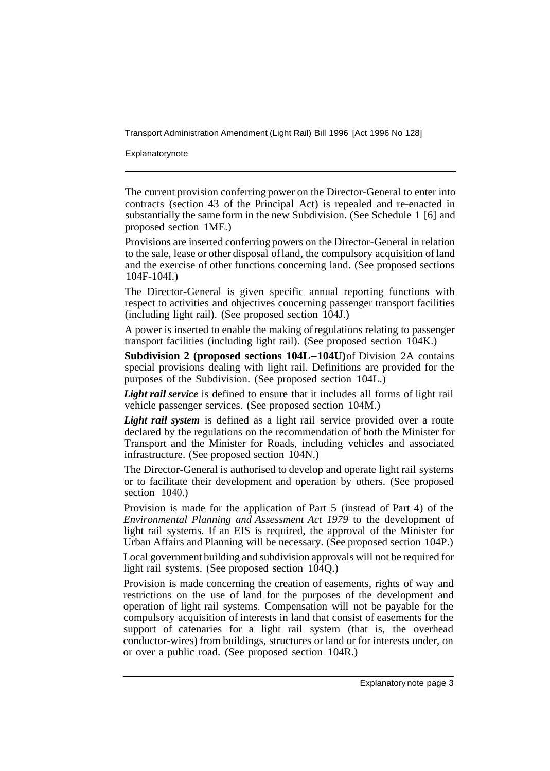The current provision conferring power on the Director-General to enter into contracts (section 43 of the Principal Act) is repealed and re-enacted in substantially the same form in the new Subdivision. (See Schedule 1 [6] and proposed section 1ME.)

Provisions are inserted conferring powers on the Director-General in relation to the sale, lease or other disposal of land, the compulsory acquisition of land and the exercise of other functions concerning land. (See proposed sections 104F-104I.)

The Director-General is given specific annual reporting functions with respect to activities and objectives concerning passenger transport facilities (including light rail). (See proposed section 104J.)

A power is inserted to enable the making of regulations relating to passenger transport facilities (including light rail). (See proposed section 104K.)

**Subdivision 2 (proposed sections 104L–104U)** of Division 2A contains special provisions dealing with light rail. Definitions are provided for the purposes of the Subdivision. (See proposed section 104L.)

***Light rail service*** is defined to ensure that it includes all forms of light rail vehicle passenger services. (See proposed section 104M.)

***Light rail system*** is defined as a light rail service provided over a route declared by the regulations on the recommendation of both the Minister for Transport and the Minister for Roads, including vehicles and associated infrastructure. (See proposed section 104N.)

The Director-General is authorised to develop and operate light rail systems or to facilitate their development and operation by others. (See proposed section 1040.)

Provision is made for the application of Part 5 (instead of Part 4) of the *Environmental Planning and Assessment Act 1979* to the development of light rail systems. If an EIS is required, the approval of the Minister for Urban Affairs and Planning will be necessary. (See proposed section 104P.)

Local government building and subdivision approvals will not be required for light rail systems. (See proposed section 104Q.)

Provision is made concerning the creation of easements, rights of way and restrictions on the use of land for the purposes of the development and operation of light rail systems. Compensation will not be payable for the compulsory acquisition of interests in land that consist of easements for the support of catenaries for a light rail system (that is, the overhead conductor-wires) from buildings, structures or land or for interests under, on or over a public road. (See proposed section 104R.)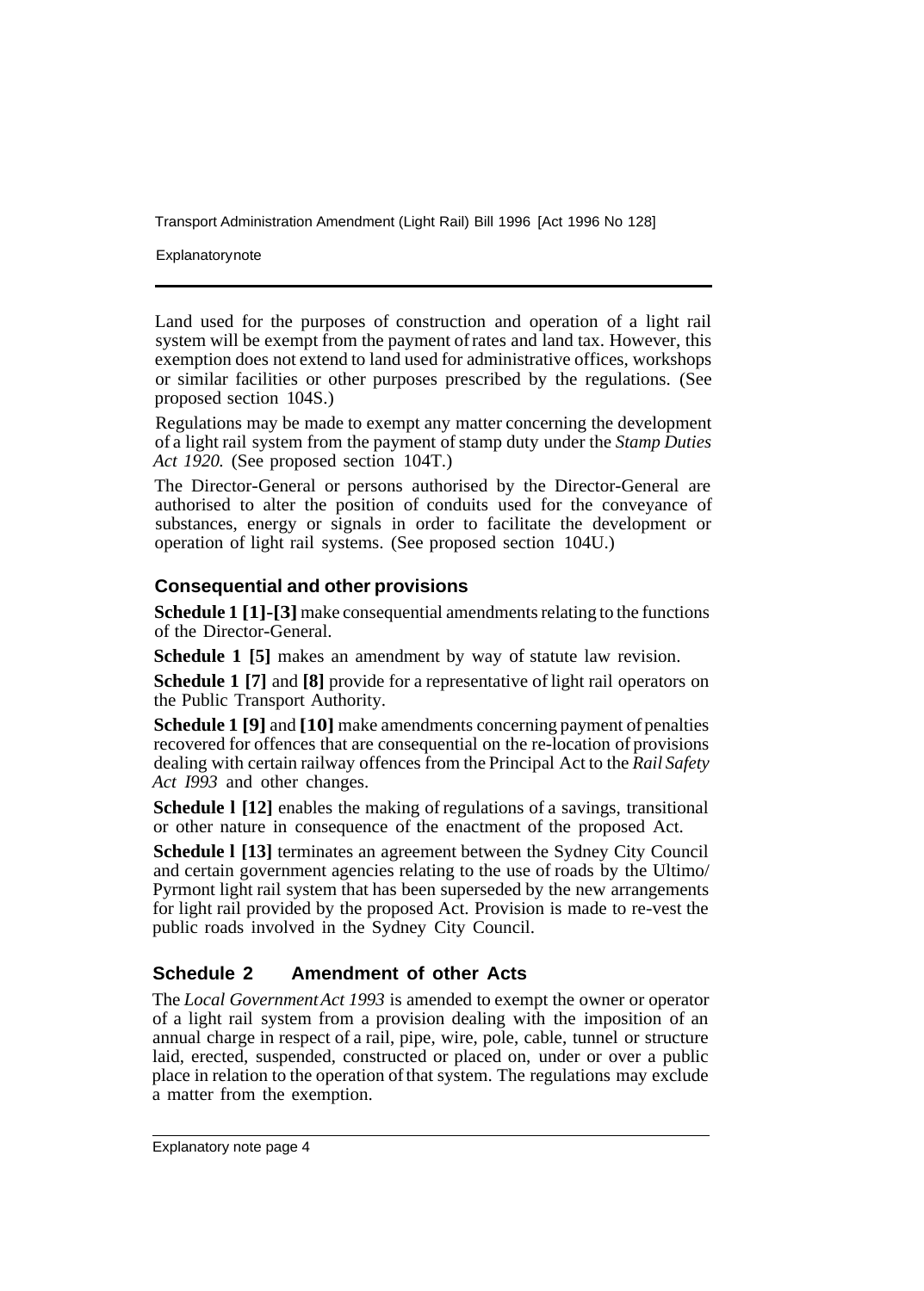Land used for the purposes of construction and operation of a light rail system will be exempt from the payment of rates and land tax. However, this exemption does not extend to land used for administrative offices, workshops or similar facilities or other purposes prescribed by the regulations. (See proposed section 104S.)

Regulations may be made to exempt any matter concerning the development of a light rail system from the payment of stamp duty under the *Stamp Duties Act 1920.* (See proposed section 104T.)

The Director-General or persons authorised by the Director-General are authorised to alter the position of conduits used for the conveyance of substances, energy or signals in order to facilitate the development or operation of light rail systems. (See proposed section 104U.)

### Consequential and other provisions

**Schedule 1 [1]-[3]** make consequential amendments relating to the functions of the Director-General.

**Schedule 1 [5]** makes an amendment by way of statute law revision.

**Schedule 1 [7]** and **[8]** provide for a representative of light rail operators on the Public Transport Authority.

**Schedule 1 [9]** and **[10]** make amendments concerning payment of penalties recovered for offences that are consequential on the re-location of provisions dealing with certain railway offences from the Principal Act to the *Rail Safety Act 1993* and other changes.

**Schedule 1 [12]** enables the making of regulations of a savings, transitional or other nature in consequence of the enactment of the proposed Act.

**Schedule 1 [13]** terminates an agreement between the Sydney City Council and certain government agencies relating to the use of roads by the Ultimo/Pyrmont light rail system that has been superseded by the new arrangements for light rail provided by the proposed Act. Provision is made to re-vest the public roads involved in the Sydney City Council.

## Schedule 2 Amendment of other Acts

The *Local Government Act 1993* is amended to exempt the owner or operator of a light rail system from a provision dealing with the imposition of an annual charge in respect of a rail, pipe, wire, pole, cable, tunnel or structure laid, erected, suspended, constructed or placed on, under or over a public place in relation to the operation of that system. The regulations may exclude a matter from the exemption.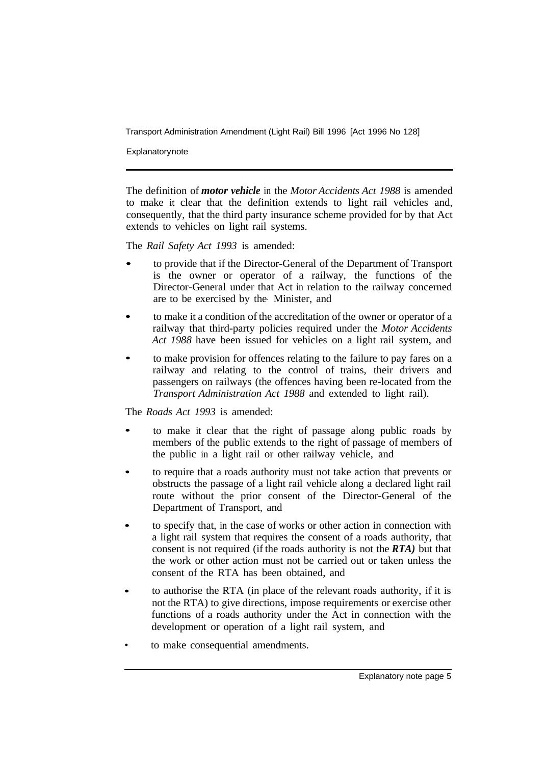The definition of ***motor vehicle*** in the *Motor Accidents Act 1988* is amended to make it clear that the definition extends to light rail vehicles and, consequently, that the third party insurance scheme provided for by that Act extends to vehicles on light rail systems.

The *Rail Safety Act 1993* is amended:

- to provide that if the Director-General of the Department of Transport is the owner or operator of a railway, the functions of the Director-General under that Act in relation to the railway concerned are to be exercised by the Minister, and
- to make it a condition of the accreditation of the owner or operator of a railway that third-party policies required under the *Motor Accidents Act 1988* have been issued for vehicles on a light rail system, and
- to make provision for offences relating to the failure to pay fares on a railway and relating to the control of trains, their drivers and passengers on railways (the offences having been re-located from the *Transport Administration Act 1988* and extended to light rail).

The *Roads Act 1993* is amended:

- to make it clear that the right of passage along public roads by members of the public extends to the right of passage of members of the public in a light rail or other railway vehicle, and
- to require that a roads authority must not take action that prevents or obstructs the passage of a light rail vehicle along a declared light rail route without the prior consent of the Director-General of the Department of Transport, and
- to specify that, in the case of works or other action in connection with a light rail system that requires the consent of a roads authority, that consent is not required (if the roads authority is not the ***RTA)*** but that the work or other action must not be carried out or taken unless the consent of the RTA has been obtained, and
- to authorise the RTA (in place of the relevant roads authority, if it is not the RTA) to give directions, impose requirements or exercise other functions of a roads authority under the Act in connection with the development or operation of a light rail system, and
- to make consequential amendments.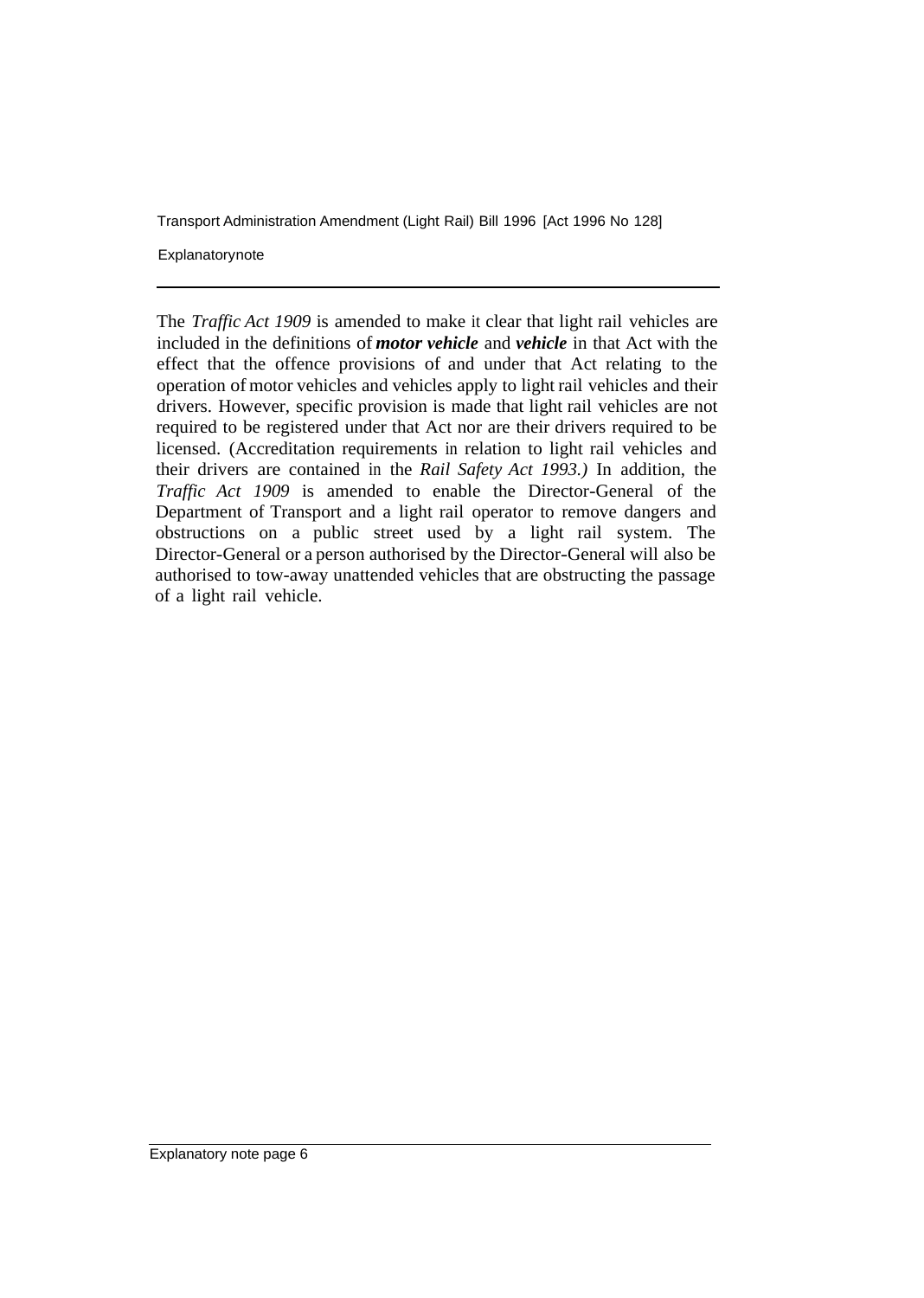The *Traffic Act 1909* is amended to make it clear that light rail vehicles are included in the definitions of ***motor vehicle*** and ***vehicle*** in that Act with the effect that the offence provisions of and under that Act relating to the operation of motor vehicles and vehicles apply to light rail vehicles and their drivers. However, specific provision is made that light rail vehicles are not required to be registered under that Act nor are their drivers required to be licensed. (Accreditation requirements in relation to light rail vehicles and their drivers are contained in the *Rail Safety Act 1993.)* In addition, the *Traffic Act 1909* is amended to enable the Director-General of the Department of Transport and a light rail operator to remove dangers and obstructions on a public street used by a light rail system. The Director-General or a person authorised by the Director-General will also be authorised to tow-away unattended vehicles that are obstructing the passage of a light rail vehicle.